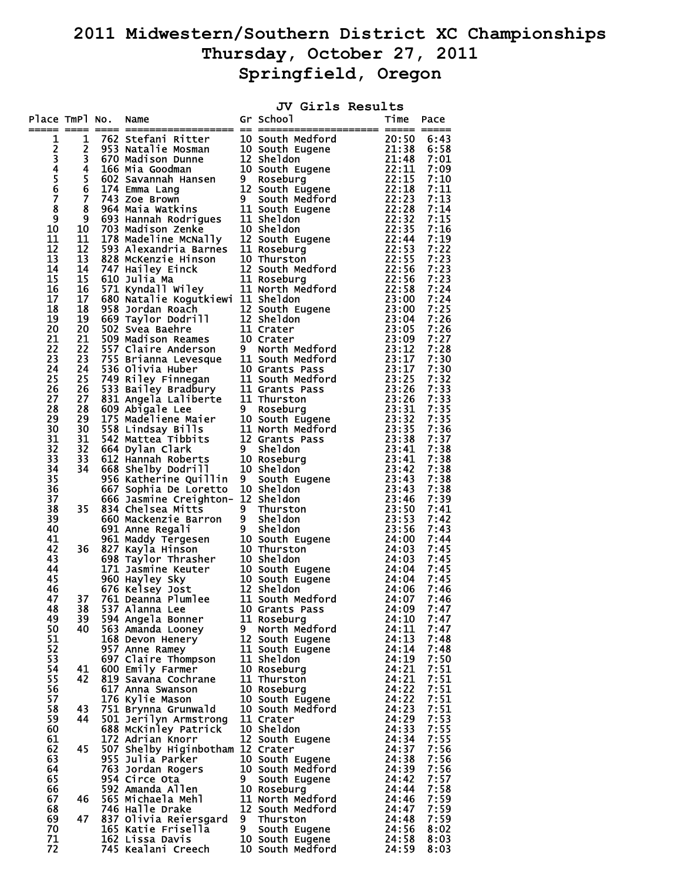# 2011 Midwestern/Southern District XC Championships

## Thursday, October 27, 2011

## Springfield, Oregon

### JV Girls Results

| Place | TmPl | No. | Name | Gr | School | Time | Pace |
|---|---|---|---|---|---|---|---|
| 1 | 1 | 762 | Stefani Ritter | 10 | South Medford | 20:50 | 6:43 |
| 2 | 2 | 953 | Natalie Mosman | 10 | South Eugene | 21:38 | 6:58 |
| 3 | 3 | 670 | Madison Dunne | 12 | Sheldon | 21:48 | 7:01 |
| 4 | 4 | 166 | Mia Goodman | 10 | South Eugene | 22:11 | 7:09 |
| 5 | 5 | 602 | Savannah Hansen | 9 | Roseburg | 22:15 | 7:10 |
| 6 | 6 | 174 | Emma Lang | 12 | South Eugene | 22:18 | 7:11 |
| 7 | 7 | 743 | Zoe Brown | 9 | South Medford | 22:23 | 7:13 |
| 8 | 8 | 964 | Maia Watkins | 11 | South Eugene | 22:28 | 7:14 |
| 9 | 9 | 693 | Hannah Rodrigues | 11 | Sheldon | 22:32 | 7:15 |
| 10 | 10 | 703 | Madison Zenke | 10 | Sheldon | 22:35 | 7:16 |
| 11 | 11 | 178 | Madeline McNally | 12 | South Eugene | 22:44 | 7:19 |
| 12 | 12 | 593 | Alexandria Barnes | 11 | Roseburg | 22:53 | 7:22 |
| 13 | 13 | 828 | McKenzie Hinson | 10 | Thurston | 22:55 | 7:23 |
| 14 | 14 | 747 | Hailey Einck | 12 | South Medford | 22:56 | 7:23 |
| 15 | 15 | 610 | Julia Ma | 11 | Roseburg | 22:56 | 7:23 |
| 16 | 16 | 571 | Kyndall Wiley | 11 | North Medford | 22:58 | 7:24 |
| 17 | 17 | 680 | Natalie Kogutkiewi | 11 | Sheldon | 23:00 | 7:24 |
| 18 | 18 | 958 | Jordan Roach | 12 | South Eugene | 23:00 | 7:25 |
| 19 | 19 | 669 | Taylor Dodrill | 12 | Sheldon | 23:04 | 7:26 |
| 20 | 20 | 502 | Svea Baehre | 11 | Crater | 23:05 | 7:26 |
| 21 | 21 | 509 | Madison Reames | 10 | Crater | 23:09 | 7:27 |
| 22 | 22 | 557 | Claire Anderson | 9 | North Medford | 23:12 | 7:28 |
| 23 | 23 | 755 | Brianna Levesque | 11 | South Medford | 23:17 | 7:30 |
| 24 | 24 | 536 | Olivia Huber | 10 | Grants Pass | 23:17 | 7:30 |
| 25 | 25 | 749 | Riley Finnegan | 11 | South Medford | 23:25 | 7:32 |
| 26 | 26 | 533 | Bailey Bradbury | 11 | Grants Pass | 23:26 | 7:33 |
| 27 | 27 | 831 | Angela Laliberte | 11 | Thurston | 23:26 | 7:33 |
| 28 | 28 | 609 | Abigale Lee | 9 | Roseburg | 23:31 | 7:35 |
| 29 | 29 | 175 | Madeliene Maier | 10 | South Eugene | 23:32 | 7:35 |
| 30 | 30 | 558 | Lindsay Bills | 11 | North Medford | 23:35 | 7:36 |
| 31 | 31 | 542 | Mattea Tibbits | 12 | Grants Pass | 23:38 | 7:37 |
| 32 | 32 | 664 | Dylan Clark | 9 | Sheldon | 23:41 | 7:38 |
| 33 | 33 | 612 | Hannah Roberts | 10 | Roseburg | 23:41 | 7:38 |
| 34 | 34 | 668 | Shelby Dodrill | 10 | Sheldon | 23:42 | 7:38 |
| 35 | | 956 | Katherine Quillin | 9 | South Eugene | 23:43 | 7:38 |
| 36 | | 667 | Sophia De Loretto | 10 | Sheldon | 23:43 | 7:38 |
| 37 | | 666 | Jasmine Creighton- | 12 | Sheldon | 23:46 | 7:39 |
| 38 | 35 | 834 | Chelsea Mitts | 9 | Thurston | 23:50 | 7:41 |
| 39 | | 660 | Mackenzie Barron | 9 | Sheldon | 23:53 | 7:42 |
| 40 | | 691 | Anne Regali | 9 | Sheldon | 23:56 | 7:43 |
| 41 | | 961 | Maddy Tergesen | 10 | South Eugene | 24:00 | 7:44 |
| 42 | 36 | 827 | Kayla Hinson | 10 | Thurston | 24:03 | 7:45 |
| 43 | | 698 | Taylor Thrasher | 10 | Sheldon | 24:03 | 7:45 |
| 44 | | 171 | Jasmine Keuter | 10 | South Eugene | 24:04 | 7:45 |
| 45 | | 960 | Hayley Sky | 10 | South Eugene | 24:04 | 7:45 |
| 46 | | 676 | Kelsey Jost | 12 | Sheldon | 24:06 | 7:46 |
| 47 | 37 | 761 | Deanna Plumlee | 11 | South Medford | 24:07 | 7:46 |
| 48 | 38 | 537 | Alanna Lee | 10 | Grants Pass | 24:09 | 7:47 |
| 49 | 39 | 594 | Angela Bonner | 11 | Roseburg | 24:10 | 7:47 |
| 50 | 40 | 563 | Amanda Looney | 9 | North Medford | 24:11 | 7:47 |
| 51 | | 168 | Devon Henery | 12 | South Eugene | 24:13 | 7:48 |
| 52 | | 957 | Anne Ramey | 11 | South Eugene | 24:14 | 7:48 |
| 53 | | 697 | Claire Thompson | 11 | Sheldon | 24:19 | 7:50 |
| 54 | 41 | 600 | Emily Farmer | 10 | Roseburg | 24:21 | 7:51 |
| 55 | 42 | 819 | Savana Cochrane | 11 | Thurston | 24:21 | 7:51 |
| 56 | | 617 | Anna Swanson | 10 | Roseburg | 24:22 | 7:51 |
| 57 | | 176 | Kylie Mason | 10 | South Eugene | 24:22 | 7:51 |
| 58 | 43 | 751 | Brynna Grunwald | 10 | South Medford | 24:23 | 7:51 |
| 59 | 44 | 501 | Jerilyn Armstrong | 11 | Crater | 24:29 | 7:53 |
| 60 | | 688 | McKinley Patrick | 10 | Sheldon | 24:33 | 7:55 |
| 61 | | 172 | Adrian Knorr | 12 | South Eugene | 24:34 | 7:55 |
| 62 | 45 | 507 | Shelby Higinbotham | 12 | Crater | 24:37 | 7:56 |
| 63 | | 955 | Julia Parker | 10 | South Eugene | 24:38 | 7:56 |
| 64 | | 763 | Jordan Rogers | 10 | South Medford | 24:39 | 7:56 |
| 65 | | 954 | Circe Ota | 9 | South Eugene | 24:42 | 7:57 |
| 66 | | 592 | Amanda Allen | 10 | Roseburg | 24:44 | 7:58 |
| 67 | 46 | 565 | Michaela Mehl | 11 | North Medford | 24:46 | 7:59 |
| 68 | | 746 | Halle Drake | 12 | South Medford | 24:47 | 7:59 |
| 69 | 47 | 837 | Olivia Reiersgard | 9 | Thurston | 24:48 | 7:59 |
| 70 | | 165 | Katie Frisella | 9 | South Eugene | 24:56 | 8:02 |
| 71 | | 162 | Lissa Davis | 10 | South Eugene | 24:58 | 8:03 |
| 72 | | 745 | Kealani Creech | 10 | South Medford | 24:59 | 8:03 |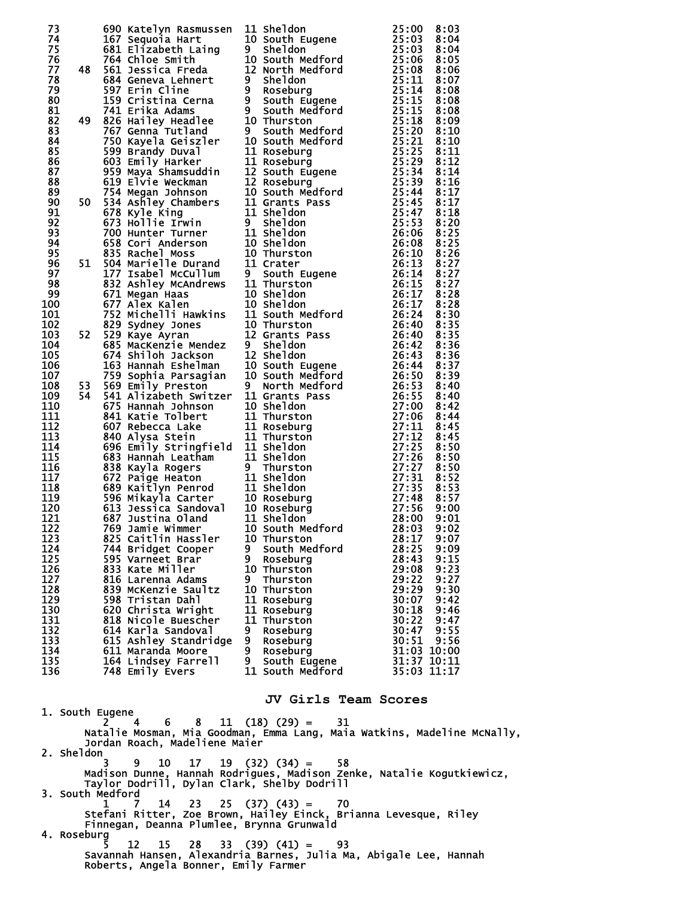| Place | Team Place | No. | Name | Yr | School | Time | Pace |
|---|---|---|---|---|---|---|---|
| 73 | | 690 | Katelyn Rasmussen | 11 | Sheldon | 25:00 | 8:03 |
| 74 | | 167 | Sequoia Hart | 10 | South Eugene | 25:03 | 8:04 |
| 75 | | 681 | Elizabeth Laing | 9 | Sheldon | 25:03 | 8:04 |
| 76 | | 764 | Chloe Smith | 10 | South Medford | 25:06 | 8:05 |
| 77 | 48 | 561 | Jessica Freda | 12 | North Medford | 25:08 | 8:06 |
| 78 | | 684 | Geneva Lehnert | 9 | Sheldon | 25:11 | 8:07 |
| 79 | | 597 | Erin Cline | 9 | Roseburg | 25:14 | 8:08 |
| 80 | | 159 | Cristina Cerna | 9 | South Eugene | 25:15 | 8:08 |
| 81 | | 741 | Erika Adams | 9 | South Medford | 25:15 | 8:08 |
| 82 | 49 | 826 | Hailey Headlee | 10 | Thurston | 25:18 | 8:09 |
| 83 | | 767 | Genna Tutland | 9 | South Medford | 25:20 | 8:10 |
| 84 | | 750 | Kayela Geiszler | 10 | South Medford | 25:21 | 8:10 |
| 85 | | 599 | Brandy Duval | 11 | Roseburg | 25:25 | 8:11 |
| 86 | | 603 | Emily Harker | 11 | Roseburg | 25:29 | 8:12 |
| 87 | | 959 | Maya Shamsuddin | 12 | South Eugene | 25:34 | 8:14 |
| 88 | | 619 | Elvie Weckman | 12 | Roseburg | 25:39 | 8:16 |
| 89 | | 754 | Megan Johnson | 10 | South Medford | 25:44 | 8:17 |
| 90 | 50 | 534 | Ashley Chambers | 11 | Grants Pass | 25:45 | 8:17 |
| 91 | | 678 | Kyle King | 11 | Sheldon | 25:47 | 8:18 |
| 92 | | 673 | Hollie Irwin | 9 | Sheldon | 25:53 | 8:20 |
| 93 | | 700 | Hunter Turner | 11 | Sheldon | 26:06 | 8:25 |
| 94 | | 658 | Cori Anderson | 10 | Sheldon | 26:08 | 8:25 |
| 95 | | 835 | Rachel Moss | 10 | Thurston | 26:10 | 8:26 |
| 96 | 51 | 504 | Marielle Durand | 11 | Crater | 26:13 | 8:27 |
| 97 | | 177 | Isabel McCullum | 9 | South Eugene | 26:14 | 8:27 |
| 98 | | 832 | Ashley McAndrews | 11 | Thurston | 26:15 | 8:27 |
| 99 | | 671 | Megan Haas | 10 | Sheldon | 26:17 | 8:28 |
| 100 | | 677 | Alex Kalen | 10 | Sheldon | 26:17 | 8:28 |
| 101 | | 752 | Michelli Hawkins | 11 | South Medford | 26:24 | 8:30 |
| 102 | | 829 | Sydney Jones | 10 | Thurston | 26:40 | 8:35 |
| 103 | 52 | 529 | Kaye Ayran | 12 | Grants Pass | 26:40 | 8:35 |
| 104 | | 685 | MacKenzie Mendez | 9 | Sheldon | 26:42 | 8:36 |
| 105 | | 674 | Shiloh Jackson | 12 | Sheldon | 26:43 | 8:36 |
| 106 | | 163 | Hannah Eshelman | 10 | South Eugene | 26:44 | 8:37 |
| 107 | | 759 | Sophia Parsagian | 10 | South Medford | 26:50 | 8:39 |
| 108 | 53 | 569 | Emily Preston | 9 | North Medford | 26:53 | 8:40 |
| 109 | 54 | 541 | Alizabeth Switzer | 11 | Grants Pass | 26:55 | 8:40 |
| 110 | | 675 | Hannah Johnson | 10 | Sheldon | 27:00 | 8:42 |
| 111 | | 841 | Katie Tolbert | 11 | Thurston | 27:06 | 8:44 |
| 112 | | 607 | Rebecca Lake | 11 | Roseburg | 27:11 | 8:45 |
| 113 | | 840 | Alysa Stein | 11 | Thurston | 27:12 | 8:45 |
| 114 | | 696 | Emily Stringfield | 11 | Sheldon | 27:25 | 8:50 |
| 115 | | 683 | Hannah Leatham | 11 | Sheldon | 27:26 | 8:50 |
| 116 | | 838 | Kayla Rogers | 9 | Thurston | 27:27 | 8:50 |
| 117 | | 672 | Paige Heaton | 11 | Sheldon | 27:31 | 8:52 |
| 118 | | 689 | Kaitlyn Penrod | 11 | Sheldon | 27:35 | 8:53 |
| 119 | | 596 | Mikayla Carter | 10 | Roseburg | 27:48 | 8:57 |
| 120 | | 613 | Jessica Sandoval | 10 | Roseburg | 27:56 | 9:00 |
| 121 | | 687 | Justina Oland | 11 | Sheldon | 28:00 | 9:01 |
| 122 | | 769 | Jamie Wimmer | 10 | South Medford | 28:03 | 9:02 |
| 123 | | 825 | Caitlin Hassler | 10 | Thurston | 28:17 | 9:07 |
| 124 | | 744 | Bridget Cooper | 9 | South Medford | 28:25 | 9:09 |
| 125 | | 595 | Varneet Brar | 9 | Roseburg | 28:43 | 9:15 |
| 126 | | 833 | Kate Miller | 10 | Thurston | 29:08 | 9:23 |
| 127 | | 816 | Larenna Adams | 9 | Thurston | 29:22 | 9:27 |
| 128 | | 839 | McKenzie Saultz | 10 | Thurston | 29:29 | 9:30 |
| 129 | | 598 | Tristan Dahl | 11 | Roseburg | 30:07 | 9:42 |
| 130 | | 620 | Christa Wright | 11 | Roseburg | 30:18 | 9:46 |
| 131 | | 818 | Nicole Buescher | 11 | Thurston | 30:22 | 9:47 |
| 132 | | 614 | Karla Sandoval | 9 | Roseburg | 30:47 | 9:55 |
| 133 | | 615 | Ashley Standridge | 9 | Roseburg | 30:51 | 9:56 |
| 134 | | 611 | Maranda Moore | 9 | Roseburg | 31:03 | 10:00 |
| 135 | | 164 | Lindsey Farrell | 9 | South Eugene | 31:37 | 10:11 |
| 136 | | 748 | Emily Evers | 11 | South Medford | 35:03 | 11:17 |

## JV Girls Team Scores

1. South Eugene
   2 4 6 8 11 (18) (29) = 31
   Natalie Mosman, Mia Goodman, Emma Lang, Maia Watkins, Madeline McNally, Jordan Roach, Madeliene Maier
2. Sheldon
   3 9 10 17 19 (32) (34) = 58
   Madison Dunne, Hannah Rodrigues, Madison Zenke, Natalie Kogutkiewicz, Taylor Dodrill, Dylan Clark, Shelby Dodrill
3. South Medford
   1 7 14 23 25 (37) (43) = 70
   Stefani Ritter, Zoe Brown, Hailey Einck, Brianna Levesque, Riley Finnegan, Deanna Plumlee, Brynna Grunwald
4. Roseburg
   5 12 15 28 33 (39) (41) = 93
   Savannah Hansen, Alexandria Barnes, Julia Ma, Abigale Lee, Hannah Roberts, Angela Bonner, Emily Farmer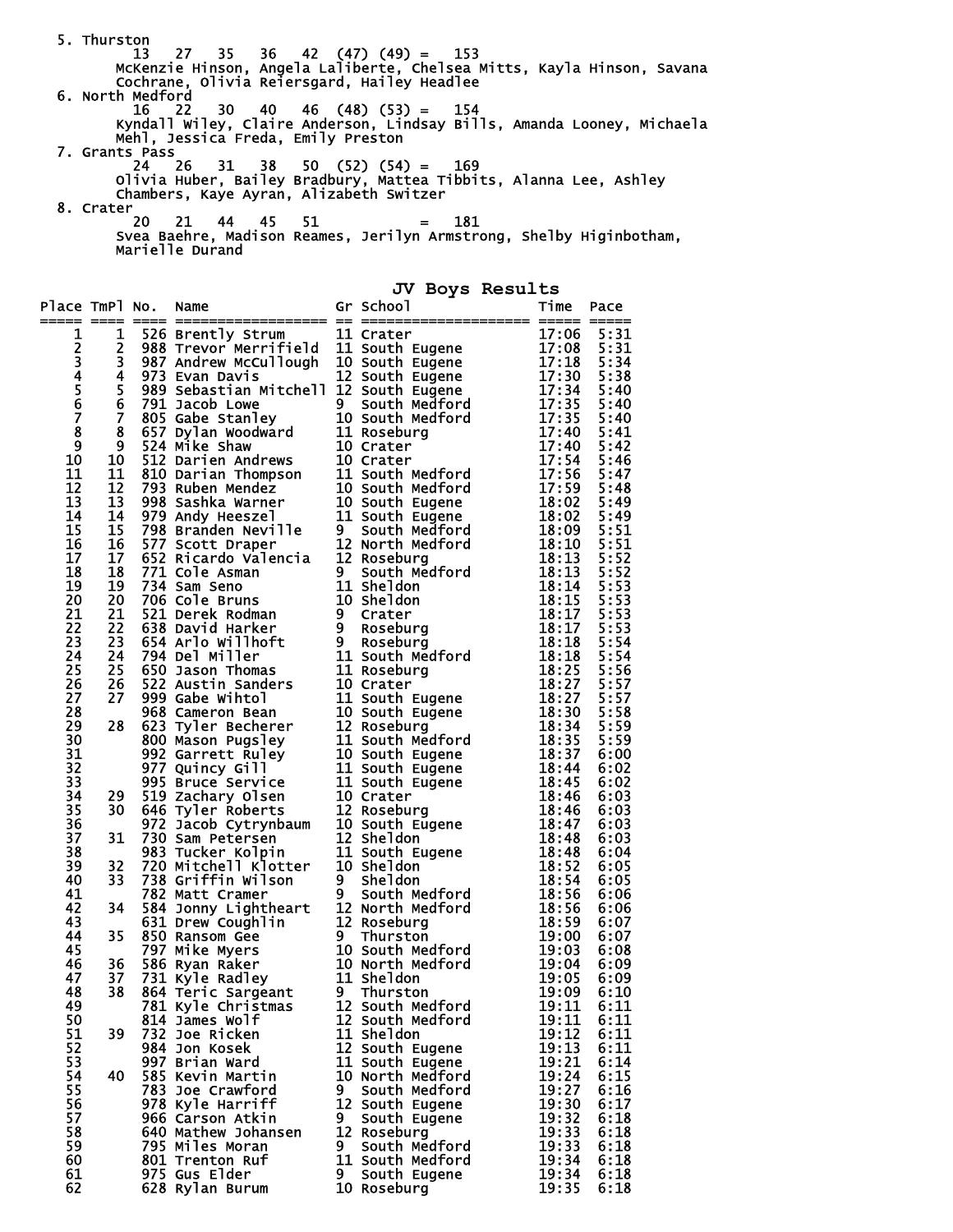5. Thurston
   13 27 35 36 42 (47) (49) = 153
   McKenzie Hinson, Angela Laliberte, Chelsea Mitts, Kayla Hinson, Savana Cochrane, Olivia Reiersgard, Hailey Headlee
6. North Medford
   16 22 30 40 46 (48) (53) = 154
   Kyndall Wiley, Claire Anderson, Lindsay Bills, Amanda Looney, Michaela Mehl, Jessica Freda, Emily Preston
7. Grants Pass
   24 26 31 38 50 (52) (54) = 169
   Olivia Huber, Bailey Bradbury, Mattea Tibbits, Alanna Lee, Ashley Chambers, Kaye Ayran, Alizabeth Switzer
8. Crater
   20 21 44 45 51 = 181
   Svea Baehre, Madison Reames, Jerilyn Armstrong, Shelby Higinbotham, Marielle Durand

## JV Boys Results

| Place | TmPl | No. | Name | Gr | School | Time | Pace |
|---|---|---|---|---|---|---|---|
| 1 | 1 | 526 | Brently Strum | 11 | Crater | 17:06 | 5:31 |
| 2 | 2 | 988 | Trevor Merrifield | 11 | South Eugene | 17:08 | 5:31 |
| 3 | 3 | 987 | Andrew McCullough | 10 | South Eugene | 17:18 | 5:34 |
| 4 | 4 | 973 | Evan Davis | 12 | South Eugene | 17:30 | 5:38 |
| 5 | 5 | 989 | Sebastian Mitchell | 12 | South Eugene | 17:34 | 5:40 |
| 6 | 6 | 791 | Jacob Lowe | 9 | South Medford | 17:35 | 5:40 |
| 7 | 7 | 805 | Gabe Stanley | 10 | South Medford | 17:35 | 5:40 |
| 8 | 8 | 657 | Dylan Woodward | 11 | Roseburg | 17:40 | 5:41 |
| 9 | 9 | 524 | Mike Shaw | 10 | Crater | 17:40 | 5:42 |
| 10 | 10 | 512 | Darien Andrews | 10 | Crater | 17:54 | 5:46 |
| 11 | 11 | 810 | Darian Thompson | 11 | South Medford | 17:56 | 5:47 |
| 12 | 12 | 793 | Ruben Mendez | 10 | South Medford | 17:59 | 5:48 |
| 13 | 13 | 998 | Sashka Warner | 10 | South Eugene | 18:02 | 5:49 |
| 14 | 14 | 979 | Andy Heeszel | 11 | South Eugene | 18:02 | 5:49 |
| 15 | 15 | 798 | Branden Neville | 9 | South Medford | 18:09 | 5:51 |
| 16 | 16 | 577 | Scott Draper | 12 | North Medford | 18:10 | 5:51 |
| 17 | 17 | 652 | Ricardo Valencia | 12 | Roseburg | 18:13 | 5:52 |
| 18 | 18 | 771 | Cole Asman | 9 | South Medford | 18:13 | 5:52 |
| 19 | 19 | 734 | Sam Seno | 11 | Sheldon | 18:14 | 5:53 |
| 20 | 20 | 706 | Cole Bruns | 10 | Sheldon | 18:15 | 5:53 |
| 21 | 21 | 521 | Derek Rodman | 9 | Crater | 18:17 | 5:53 |
| 22 | 22 | 638 | David Harker | 9 | Roseburg | 18:17 | 5:53 |
| 23 | 23 | 654 | Arlo Willhoft | 9 | Roseburg | 18:18 | 5:54 |
| 24 | 24 | 794 | Del Miller | 11 | South Medford | 18:18 | 5:54 |
| 25 | 25 | 650 | Jason Thomas | 11 | Roseburg | 18:25 | 5:56 |
| 26 | 26 | 522 | Austin Sanders | 10 | Crater | 18:27 | 5:57 |
| 27 | 27 | 999 | Gabe Wihtol | 11 | South Eugene | 18:27 | 5:57 |
| 28 | | 968 | Cameron Bean | 10 | South Eugene | 18:30 | 5:58 |
| 29 | 28 | 623 | Tyler Becherer | 12 | Roseburg | 18:34 | 5:59 |
| 30 | | 800 | Mason Pugsley | 11 | South Medford | 18:35 | 5:59 |
| 31 | | 992 | Garrett Ruley | 10 | South Eugene | 18:37 | 6:00 |
| 32 | | 977 | Quincy Gill | 11 | South Eugene | 18:44 | 6:02 |
| 33 | | 995 | Bruce Service | 11 | South Eugene | 18:45 | 6:02 |
| 34 | 29 | 519 | Zachary Olsen | 10 | Crater | 18:46 | 6:03 |
| 35 | 30 | 646 | Tyler Roberts | 12 | Roseburg | 18:46 | 6:03 |
| 36 | | 972 | Jacob Cytrynbaum | 10 | South Eugene | 18:47 | 6:03 |
| 37 | 31 | 730 | Sam Petersen | 12 | Sheldon | 18:48 | 6:03 |
| 38 | | 983 | Tucker Kolpin | 11 | South Eugene | 18:48 | 6:04 |
| 39 | 32 | 720 | Mitchell Klotter | 10 | Sheldon | 18:52 | 6:05 |
| 40 | 33 | 738 | Griffin Wilson | 9 | Sheldon | 18:54 | 6:05 |
| 41 | | 782 | Matt Cramer | 9 | South Medford | 18:56 | 6:06 |
| 42 | 34 | 584 | Jonny Lightheart | 12 | North Medford | 18:56 | 6:06 |
| 43 | | 631 | Drew Coughlin | 12 | Roseburg | 18:59 | 6:07 |
| 44 | 35 | 850 | Ransom Gee | 9 | Thurston | 19:00 | 6:07 |
| 45 | | 797 | Mike Myers | 10 | South Medford | 19:03 | 6:08 |
| 46 | 36 | 586 | Ryan Raker | 10 | North Medford | 19:04 | 6:09 |
| 47 | 37 | 731 | Kyle Radley | 11 | Sheldon | 19:05 | 6:09 |
| 48 | 38 | 864 | Teric Sargeant | 9 | Thurston | 19:09 | 6:10 |
| 49 | | 781 | Kyle Christmas | 12 | South Medford | 19:11 | 6:11 |
| 50 | | 814 | James Wolf | 12 | South Medford | 19:11 | 6:11 |
| 51 | 39 | 732 | Joe Ricken | 11 | Sheldon | 19:12 | 6:11 |
| 52 | | 984 | Jon Kosek | 12 | South Eugene | 19:13 | 6:11 |
| 53 | | 997 | Brian Ward | 11 | South Eugene | 19:21 | 6:14 |
| 54 | 40 | 585 | Kevin Martin | 10 | North Medford | 19:24 | 6:15 |
| 55 | | 783 | Joe Crawford | 9 | South Medford | 19:27 | 6:16 |
| 56 | | 978 | Kyle Harriff | 12 | South Eugene | 19:30 | 6:17 |
| 57 | | 966 | Carson Atkin | 9 | South Eugene | 19:32 | 6:18 |
| 58 | | 640 | Mathew Johansen | 12 | Roseburg | 19:33 | 6:18 |
| 59 | | 795 | Miles Moran | 9 | South Medford | 19:33 | 6:18 |
| 60 | | 801 | Trenton Ruf | 11 | South Medford | 19:34 | 6:18 |
| 61 | | 975 | Gus Elder | 9 | South Eugene | 19:34 | 6:18 |
| 62 | | 628 | Rylan Burum | 10 | Roseburg | 19:35 | 6:18 |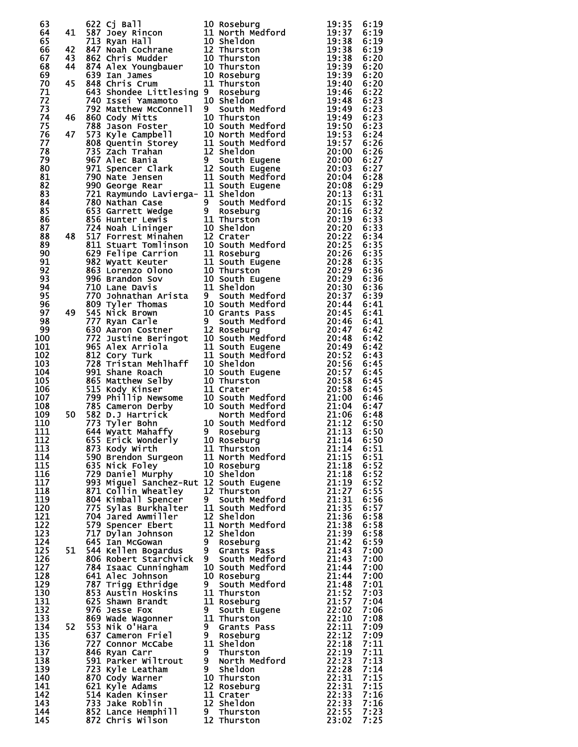| Place | Team Place | Bib | Name | Grade | School | Time | Pace |
|---|---|---|---|---|---|---|---|
| 63 | | 622 | Cj Ball | 10 | Roseburg | 19:35 | 6:19 |
| 64 | 41 | 587 | Joey Rincon | 11 | North Medford | 19:37 | 6:19 |
| 65 | | 713 | Ryan Hall | 10 | Sheldon | 19:38 | 6:19 |
| 66 | 42 | 847 | Noah Cochrane | 12 | Thurston | 19:38 | 6:19 |
| 67 | 43 | 862 | Chris Mudder | 10 | Thurston | 19:38 | 6:20 |
| 68 | 44 | 874 | Alex Youngbauer | 10 | Thurston | 19:39 | 6:20 |
| 69 | | 639 | Ian James | 10 | Roseburg | 19:39 | 6:20 |
| 70 | 45 | 848 | Chris Crum | 11 | Thurston | 19:40 | 6:20 |
| 71 | | 643 | Shondee Littlesing | 9 | Roseburg | 19:46 | 6:22 |
| 72 | | 740 | Issei Yamamoto | 10 | Sheldon | 19:48 | 6:23 |
| 73 | | 792 | Matthew McConnell | 9 | South Medford | 19:49 | 6:23 |
| 74 | 46 | 860 | Cody Mitts | 10 | Thurston | 19:49 | 6:23 |
| 75 | | 788 | Jason Foster | 10 | South Medford | 19:50 | 6:23 |
| 76 | 47 | 573 | Kyle Campbell | 10 | North Medford | 19:53 | 6:24 |
| 77 | | 808 | Quentin Storey | 11 | South Medford | 19:57 | 6:26 |
| 78 | | 735 | Zach Trahan | 12 | Sheldon | 20:00 | 6:26 |
| 79 | | 967 | Alec Bania | 9 | South Eugene | 20:00 | 6:27 |
| 80 | | 971 | Spencer Clark | 12 | South Eugene | 20:03 | 6:27 |
| 81 | | 790 | Nate Jensen | 11 | South Medford | 20:04 | 6:28 |
| 82 | | 990 | George Rear | 11 | South Eugene | 20:08 | 6:29 |
| 83 | | 721 | Raymundo Lavierga- | 11 | Sheldon | 20:13 | 6:31 |
| 84 | | 780 | Nathan Case | 9 | South Medford | 20:15 | 6:32 |
| 85 | | 653 | Garrett Wedge | 9 | Roseburg | 20:16 | 6:32 |
| 86 | | 856 | Hunter Lewis | 11 | Thurston | 20:19 | 6:33 |
| 87 | | 724 | Noah Lininger | 10 | Sheldon | 20:20 | 6:33 |
| 88 | 48 | 517 | Forrest Minahen | 12 | Crater | 20:22 | 6:34 |
| 89 | | 811 | Stuart Tomlinson | 10 | South Medford | 20:25 | 6:35 |
| 90 | | 629 | Felipe Carrion | 11 | Roseburg | 20:26 | 6:35 |
| 91 | | 982 | Wyatt Keuter | 11 | South Eugene | 20:28 | 6:35 |
| 92 | | 863 | Lorenzo Olono | 10 | Thurston | 20:29 | 6:36 |
| 93 | | 996 | Brandon Sov | 10 | South Eugene | 20:29 | 6:36 |
| 94 | | 710 | Lane Davis | 11 | Sheldon | 20:30 | 6:36 |
| 95 | | 770 | Johnathan Arista | 9 | South Medford | 20:37 | 6:39 |
| 96 | | 809 | Tyler Thomas | 10 | South Medford | 20:44 | 6:41 |
| 97 | 49 | 545 | Nick Brown | 10 | Grants Pass | 20:45 | 6:41 |
| 98 | | 777 | Ryan Carle | 9 | South Medford | 20:46 | 6:41 |
| 99 | | 630 | Aaron Costner | 12 | Roseburg | 20:47 | 6:42 |
| 100 | | 772 | Justine Beringot | 10 | South Medford | 20:48 | 6:42 |
| 101 | | 965 | Alex Arriola | 11 | South Eugene | 20:49 | 6:42 |
| 102 | | 812 | Cory Turk | 11 | South Medford | 20:52 | 6:43 |
| 103 | | 728 | Tristan Mehlhaff | 10 | Sheldon | 20:56 | 6:45 |
| 104 | | 991 | Shane Roach | 10 | South Eugene | 20:57 | 6:45 |
| 105 | | 865 | Matthew Selby | 10 | Thurston | 20:58 | 6:45 |
| 106 | | 515 | Kody Kinser | 11 | Crater | 20:58 | 6:45 |
| 107 | | 799 | Phillip Newsome | 10 | South Medford | 21:00 | 6:46 |
| 108 | | 785 | Cameron Derby | 10 | South Medford | 21:04 | 6:47 |
| 109 | 50 | 582 | D.J Hartrick | | North Medford | 21:06 | 6:48 |
| 110 | | 773 | Tyler Bohn | 10 | South Medford | 21:12 | 6:50 |
| 111 | | 644 | Wyatt Mahaffy | 9 | Roseburg | 21:13 | 6:50 |
| 112 | | 655 | Erick Wonderly | 10 | Roseburg | 21:14 | 6:50 |
| 113 | | 873 | Kody Wirth | 11 | Thurston | 21:14 | 6:51 |
| 114 | | 590 | Brendon Surgeon | 11 | North Medford | 21:15 | 6:51 |
| 115 | | 635 | Nick Foley | 10 | Roseburg | 21:18 | 6:52 |
| 116 | | 729 | Daniel Murphy | 10 | Sheldon | 21:18 | 6:52 |
| 117 | | 993 | Miguel Sanchez-Rut | 12 | South Eugene | 21:19 | 6:52 |
| 118 | | 871 | Collin Wheatley | 12 | Thurston | 21:27 | 6:55 |
| 119 | | 804 | Kimball Spencer | 9 | South Medford | 21:31 | 6:56 |
| 120 | | 775 | Sylas Burkhalter | 11 | South Medford | 21:35 | 6:57 |
| 121 | | 704 | Jared Awmiller | 12 | Sheldon | 21:36 | 6:58 |
| 122 | | 579 | Spencer Ebert | 11 | North Medford | 21:38 | 6:58 |
| 123 | | 717 | Dylan Johnson | 12 | Sheldon | 21:39 | 6:58 |
| 124 | | 645 | Ian McGowan | 9 | Roseburg | 21:42 | 6:59 |
| 125 | 51 | 544 | Kellen Bogardus | 9 | Grants Pass | 21:43 | 7:00 |
| 126 | | 806 | Robert Starchvick | 9 | South Medford | 21:43 | 7:00 |
| 127 | | 784 | Isaac Cunningham | 10 | South Medford | 21:44 | 7:00 |
| 128 | | 641 | Alec Johnson | 10 | Roseburg | 21:44 | 7:00 |
| 129 | | 787 | Trigg Ethridge | 9 | South Medford | 21:48 | 7:01 |
| 130 | | 853 | Austin Hoskins | 11 | Thurston | 21:52 | 7:03 |
| 131 | | 625 | Shawn Brandt | 11 | Roseburg | 21:57 | 7:04 |
| 132 | | 976 | Jesse Fox | 9 | South Eugene | 22:02 | 7:06 |
| 133 | | 869 | Wade Wagonner | 11 | Thurston | 22:10 | 7:08 |
| 134 | 52 | 553 | Nik O'Hara | 9 | Grants Pass | 22:11 | 7:09 |
| 135 | | 637 | Cameron Friel | 9 | Roseburg | 22:12 | 7:09 |
| 136 | | 727 | Connor McCabe | 11 | Sheldon | 22:18 | 7:11 |
| 137 | | 846 | Ryan Carr | 9 | Thurston | 22:19 | 7:11 |
| 138 | | 591 | Parker Wiltrout | 9 | North Medford | 22:23 | 7:13 |
| 139 | | 723 | Kyle Leatham | 9 | Sheldon | 22:28 | 7:14 |
| 140 | | 870 | Cody Warner | 10 | Thurston | 22:31 | 7:15 |
| 141 | | 621 | Kyle Adams | 12 | Roseburg | 22:31 | 7:15 |
| 142 | | 514 | Kaden Kinser | 11 | Crater | 22:33 | 7:16 |
| 143 | | 733 | Jake Roblin | 12 | Sheldon | 22:33 | 7:16 |
| 144 | | 852 | Lance Hemphill | 9 | Thurston | 22:55 | 7:23 |
| 145 | | 872 | Chris Wilson | 12 | Thurston | 23:02 | 7:25 |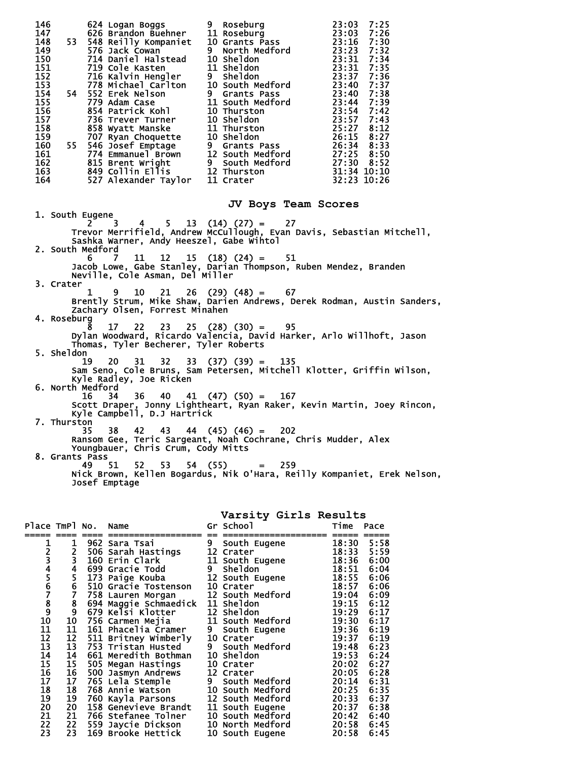| Place | TmPl | No. | Name | Gr | School | Time | Pace |
|---|---|---|---|---|---|---|---|
| 146 | | 624 | Logan Boggs | 9 | Roseburg | 23:03 | 7:25 |
| 147 | | 626 | Brandon Buehner | 11 | Roseburg | 23:03 | 7:26 |
| 148 | 53 | 548 | Reilly Kompaniet | 10 | Grants Pass | 23:16 | 7:30 |
| 149 | | 576 | Jack Cowan | 9 | North Medford | 23:23 | 7:32 |
| 150 | | 714 | Daniel Halstead | 10 | Sheldon | 23:31 | 7:34 |
| 151 | | 719 | Cole Kasten | 11 | Sheldon | 23:31 | 7:35 |
| 152 | | 716 | Kalvin Hengler | 9 | Sheldon | 23:37 | 7:36 |
| 153 | | 778 | Michael Carlton | 10 | South Medford | 23:40 | 7:37 |
| 154 | 54 | 552 | Erek Nelson | 9 | Grants Pass | 23:40 | 7:38 |
| 155 | | 779 | Adam Case | 11 | South Medford | 23:44 | 7:39 |
| 156 | | 854 | Patrick Kohl | 10 | Thurston | 23:54 | 7:42 |
| 157 | | 736 | Trever Turner | 10 | Sheldon | 23:57 | 7:43 |
| 158 | | 858 | Wyatt Manske | 11 | Thurston | 25:27 | 8:12 |
| 159 | | 707 | Ryan Choquette | 10 | Sheldon | 26:15 | 8:27 |
| 160 | 55 | 546 | Josef Emptage | 9 | Grants Pass | 26:34 | 8:33 |
| 161 | | 774 | Emmanuel Brown | 12 | South Medford | 27:25 | 8:50 |
| 162 | | 815 | Brent Wright | 9 | South Medford | 27:30 | 8:52 |
| 163 | | 849 | Collin Ellis | 12 | Thurston | 31:34 | 10:10 |
| 164 | | 527 | Alexander Taylor | 11 | Crater | 32:23 | 10:26 |

## JV Boys Team Scores

1. South Eugene
   2 3 4 5 13 (14) (27) = 27
   Trevor Merrifield, Andrew McCullough, Evan Davis, Sebastian Mitchell, Sashka Warner, Andy Heeszel, Gabe Wihtol
2. South Medford
   6 7 11 12 15 (18) (24) = 51
   Jacob Lowe, Gabe Stanley, Darian Thompson, Ruben Mendez, Branden Neville, Cole Asman, Del Miller
3. Crater
   1 9 10 21 26 (29) (48) = 67
   Brently Strum, Mike Shaw, Darien Andrews, Derek Rodman, Austin Sanders, Zachary Olsen, Forrest Minahen
4. Roseburg
   8 17 22 23 25 (28) (30) = 95
   Dylan Woodward, Ricardo Valencia, David Harker, Arlo Willhoft, Jason Thomas, Tyler Becherer, Tyler Roberts
5. Sheldon
   19 20 31 32 33 (37) (39) = 135
   Sam Seno, Cole Bruns, Sam Petersen, Mitchell Klotter, Griffin Wilson, Kyle Radley, Joe Ricken
6. North Medford
   16 34 36 40 41 (47) (50) = 167
   Scott Draper, Jonny Lightheart, Ryan Raker, Kevin Martin, Joey Rincon, Kyle Campbell, D.J Hartrick
7. Thurston
   35 38 42 43 44 (45) (46) = 202
   Ransom Gee, Teric Sargeant, Noah Cochrane, Chris Mudder, Alex Youngbauer, Chris Crum, Cody Mitts
8. Grants Pass
   49 51 52 53 54 (55) = 259
   Nick Brown, Kellen Bogardus, Nik O'Hara, Reilly Kompaniet, Erek Nelson, Josef Emptage

## Varsity Girls Results

| Place | TmPl | No. | Name | Gr | School | Time | Pace |
|---|---|---|---|---|---|---|---|
| 1 | 1 | 962 | Sara Tsai | 9 | South Eugene | 18:30 | 5:58 |
| 2 | 2 | 506 | Sarah Hastings | 12 | Crater | 18:33 | 5:59 |
| 3 | 3 | 160 | Erin Clark | 11 | South Eugene | 18:36 | 6:00 |
| 4 | 4 | 699 | Gracie Todd | 9 | Sheldon | 18:51 | 6:04 |
| 5 | 5 | 173 | Paige Kouba | 12 | South Eugene | 18:55 | 6:06 |
| 6 | 6 | 510 | Gracie Tostenson | 10 | Crater | 18:57 | 6:06 |
| 7 | 7 | 758 | Lauren Morgan | 12 | South Medford | 19:04 | 6:09 |
| 8 | 8 | 694 | Maggie Schmaedick | 11 | Sheldon | 19:15 | 6:12 |
| 9 | 9 | 679 | Kelsi Klotter | 12 | Sheldon | 19:29 | 6:17 |
| 10 | 10 | 756 | Carmen Mejia | 11 | South Medford | 19:30 | 6:17 |
| 11 | 11 | 161 | Phacelia Cramer | 9 | South Eugene | 19:36 | 6:19 |
| 12 | 12 | 511 | Britney Wimberly | 10 | Crater | 19:37 | 6:19 |
| 13 | 13 | 753 | Tristan Husted | 9 | South Medford | 19:48 | 6:23 |
| 14 | 14 | 661 | Meredith Bothman | 10 | Sheldon | 19:53 | 6:24 |
| 15 | 15 | 505 | Megan Hastings | 10 | Crater | 20:02 | 6:27 |
| 16 | 16 | 500 | Jasmyn Andrews | 12 | Crater | 20:05 | 6:28 |
| 17 | 17 | 765 | Lela Stemple | 9 | South Medford | 20:14 | 6:31 |
| 18 | 18 | 768 | Annie Watson | 10 | South Medford | 20:25 | 6:35 |
| 19 | 19 | 760 | Kayla Parsons | 12 | South Medford | 20:33 | 6:37 |
| 20 | 20 | 158 | Genevieve Brandt | 11 | South Eugene | 20:37 | 6:38 |
| 21 | 21 | 766 | Stefanee Tolner | 10 | South Medford | 20:42 | 6:40 |
| 22 | 22 | 559 | Jaycie Dickson | 10 | North Medford | 20:58 | 6:45 |
| 23 | 23 | 169 | Brooke Hettick | 10 | South Eugene | 20:58 | 6:45 |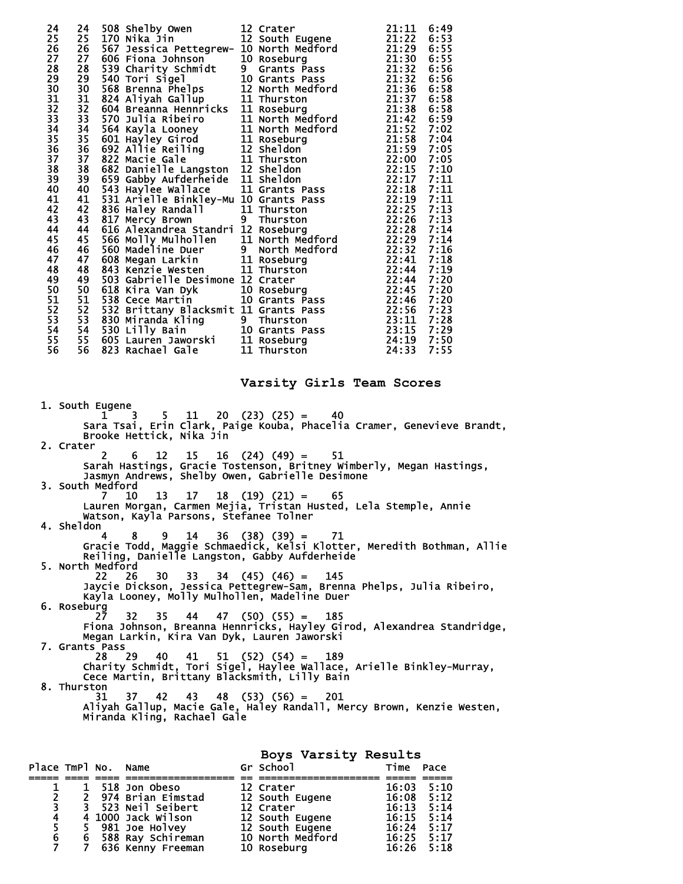| Place | TmPl | No. | Name | Gr | School | Time | Pace |
|---|---|---|---|---|---|---|---|
| 24 | 24 | 508 | Shelby Owen | 12 | Crater | 21:11 | 6:49 |
| 25 | 25 | 170 | Nika Jin | 12 | South Eugene | 21:22 | 6:53 |
| 26 | 26 | 567 | Jessica Pettegrew- | 10 | North Medford | 21:29 | 6:55 |
| 27 | 27 | 606 | Fiona Johnson | 10 | Roseburg | 21:30 | 6:55 |
| 28 | 28 | 539 | Charity Schmidt | 9 | Grants Pass | 21:32 | 6:56 |
| 29 | 29 | 540 | Tori Sigel | 10 | Grants Pass | 21:32 | 6:56 |
| 30 | 30 | 568 | Brenna Phelps | 12 | North Medford | 21:36 | 6:58 |
| 31 | 31 | 824 | Aliyah Gallup | 11 | Thurston | 21:37 | 6:58 |
| 32 | 32 | 604 | Breanna Hennricks | 11 | Roseburg | 21:38 | 6:58 |
| 33 | 33 | 570 | Julia Ribeiro | 11 | North Medford | 21:42 | 6:59 |
| 34 | 34 | 564 | Kayla Looney | 11 | North Medford | 21:52 | 7:02 |
| 35 | 35 | 601 | Hayley Girod | 11 | Roseburg | 21:58 | 7:04 |
| 36 | 36 | 692 | Allie Reiling | 12 | Sheldon | 21:59 | 7:05 |
| 37 | 37 | 822 | Macie Gale | 11 | Thurston | 22:00 | 7:05 |
| 38 | 38 | 682 | Danielle Langston | 12 | Sheldon | 22:15 | 7:10 |
| 39 | 39 | 659 | Gabby Aufderheide | 11 | Sheldon | 22:17 | 7:11 |
| 40 | 40 | 543 | Haylee Wallace | 11 | Grants Pass | 22:18 | 7:11 |
| 41 | 41 | 531 | Arielle Binkley-Mu | 10 | Grants Pass | 22:19 | 7:11 |
| 42 | 42 | 836 | Haley Randall | 11 | Thurston | 22:25 | 7:13 |
| 43 | 43 | 817 | Mercy Brown | 9 | Thurston | 22:26 | 7:13 |
| 44 | 44 | 616 | Alexandrea Standri | 12 | Roseburg | 22:28 | 7:14 |
| 45 | 45 | 566 | Molly Mulhollen | 11 | North Medford | 22:29 | 7:14 |
| 46 | 46 | 560 | Madeline Duer | 9 | North Medford | 22:32 | 7:16 |
| 47 | 47 | 608 | Megan Larkin | 11 | Roseburg | 22:41 | 7:18 |
| 48 | 48 | 843 | Kenzie Westen | 11 | Thurston | 22:44 | 7:19 |
| 49 | 49 | 503 | Gabrielle Desimone | 12 | Crater | 22:44 | 7:20 |
| 50 | 50 | 618 | Kira Van Dyk | 10 | Roseburg | 22:45 | 7:20 |
| 51 | 51 | 538 | Cece Martin | 10 | Grants Pass | 22:46 | 7:20 |
| 52 | 52 | 532 | Brittany Blacksmit | 11 | Grants Pass | 22:56 | 7:23 |
| 53 | 53 | 830 | Miranda Kling | 9 | Thurston | 23:11 | 7:28 |
| 54 | 54 | 530 | Lilly Bain | 10 | Grants Pass | 23:15 | 7:29 |
| 55 | 55 | 605 | Lauren Jaworski | 11 | Roseburg | 24:19 | 7:50 |
| 56 | 56 | 823 | Rachael Gale | 11 | Thurston | 24:33 | 7:55 |

## Varsity Girls Team Scores

1. South Eugene
   1 3 5 11 20 (23) (25) = 40
   Sara Tsai, Erin Clark, Paige Kouba, Phacelia Cramer, Genevieve Brandt, Brooke Hettick, Nika Jin
2. Crater
   2 6 12 15 16 (24) (49) = 51
   Sarah Hastings, Gracie Tostenson, Britney Wimberly, Megan Hastings, Jasmyn Andrews, Shelby Owen, Gabrielle Desimone
3. South Medford
   7 10 13 17 18 (19) (21) = 65
   Lauren Morgan, Carmen Mejia, Tristan Husted, Lela Stemple, Annie Watson, Kayla Parsons, Stefanee Tolner
4. Sheldon
   4 8 9 14 36 (38) (39) = 71
   Gracie Todd, Maggie Schmaedick, Kelsi Klotter, Meredith Bothman, Allie Reiling, Danielle Langston, Gabby Aufderheide
5. North Medford
   22 26 30 33 34 (45) (46) = 145
   Jaycie Dickson, Jessica Pettegrew-Sam, Brenna Phelps, Julia Ribeiro, Kayla Looney, Molly Mulhollen, Madeline Duer
6. Roseburg
   27 32 35 44 47 (50) (55) = 185
   Fiona Johnson, Breanna Hennricks, Hayley Girod, Alexandrea Standridge, Megan Larkin, Kira Van Dyk, Lauren Jaworski
7. Grants Pass
   28 29 40 41 51 (52) (54) = 189
   Charity Schmidt, Tori Sigel, Haylee Wallace, Arielle Binkley-Murray, Cece Martin, Brittany Blacksmith, Lilly Bain
8. Thurston
   31 37 42 43 48 (53) (56) = 201
   Aliyah Gallup, Macie Gale, Haley Randall, Mercy Brown, Kenzie Westen, Miranda Kling, Rachael Gale

## Boys Varsity Results

| Place | TmPl | No. | Name | Gr | School | Time | Pace |
|---|---|---|---|---|---|---|---|
| 1 | 1 | 518 | Jon Obeso | 12 | Crater | 16:03 | 5:10 |
| 2 | 2 | 974 | Brian Eimstad | 12 | South Eugene | 16:08 | 5:12 |
| 3 | 3 | 523 | Neil Seibert | 12 | Crater | 16:13 | 5:14 |
| 4 | 4 | 1000 | Jack Wilson | 12 | South Eugene | 16:15 | 5:14 |
| 5 | 5 | 981 | Joe Holvey | 12 | South Eugene | 16:24 | 5:17 |
| 6 | 6 | 588 | Ray Schireman | 10 | North Medford | 16:25 | 5:17 |
| 7 | 7 | 636 | Kenny Freeman | 10 | Roseburg | 16:26 | 5:18 |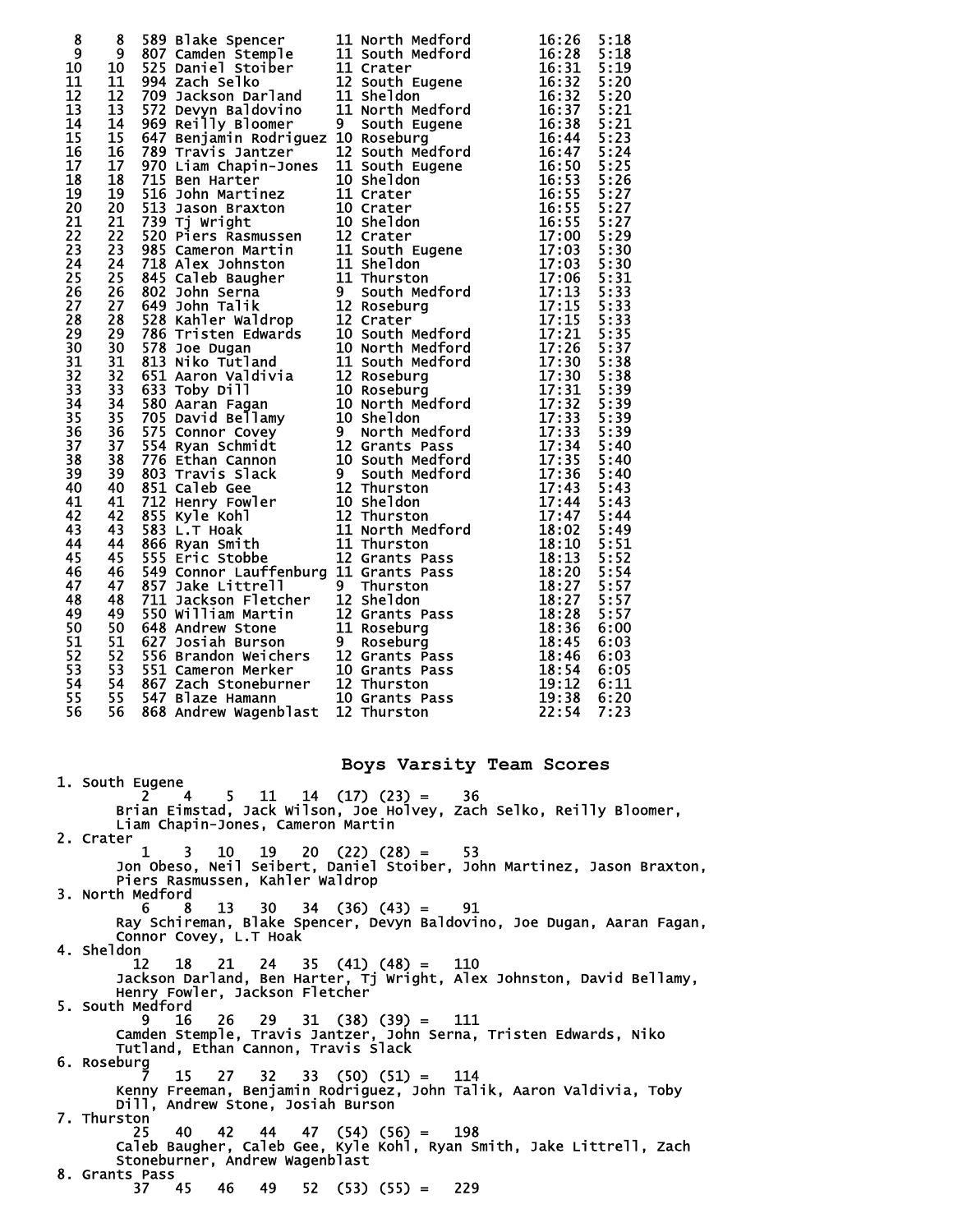| | | | | | | | |
|---|---|---|---|---|---|---|---|
| 8 | 8 | 589 | Blake Spencer | 11 | North Medford | 16:26 | 5:18 |
| 9 | 9 | 807 | Camden Stemple | 11 | South Medford | 16:28 | 5:18 |
| 10 | 10 | 525 | Daniel Stoiber | 11 | Crater | 16:31 | 5:19 |
| 11 | 11 | 994 | Zach Selko | 12 | South Eugene | 16:32 | 5:20 |
| 12 | 12 | 709 | Jackson Darland | 11 | Sheldon | 16:32 | 5:20 |
| 13 | 13 | 572 | Devyn Baldovino | 11 | North Medford | 16:37 | 5:21 |
| 14 | 14 | 969 | Reilly Bloomer | 9 | South Eugene | 16:38 | 5:21 |
| 15 | 15 | 647 | Benjamin Rodriguez | 10 | Roseburg | 16:44 | 5:23 |
| 16 | 16 | 789 | Travis Jantzer | 12 | South Medford | 16:47 | 5:24 |
| 17 | 17 | 970 | Liam Chapin-Jones | 11 | South Eugene | 16:50 | 5:25 |
| 18 | 18 | 715 | Ben Harter | 10 | Sheldon | 16:53 | 5:26 |
| 19 | 19 | 516 | John Martinez | 11 | Crater | 16:55 | 5:27 |
| 20 | 20 | 513 | Jason Braxton | 10 | Crater | 16:55 | 5:27 |
| 21 | 21 | 739 | Tj Wright | 10 | Sheldon | 16:55 | 5:27 |
| 22 | 22 | 520 | Piers Rasmussen | 12 | Crater | 17:00 | 5:29 |
| 23 | 23 | 985 | Cameron Martin | 11 | South Eugene | 17:03 | 5:30 |
| 24 | 24 | 718 | Alex Johnston | 11 | Sheldon | 17:03 | 5:30 |
| 25 | 25 | 845 | Caleb Baugher | 11 | Thurston | 17:06 | 5:31 |
| 26 | 26 | 802 | John Serna | 9 | South Medford | 17:13 | 5:33 |
| 27 | 27 | 649 | John Talik | 12 | Roseburg | 17:15 | 5:33 |
| 28 | 28 | 528 | Kahler Waldrop | 12 | Crater | 17:15 | 5:33 |
| 29 | 29 | 786 | Tristen Edwards | 10 | South Medford | 17:21 | 5:35 |
| 30 | 30 | 578 | Joe Dugan | 10 | North Medford | 17:26 | 5:37 |
| 31 | 31 | 813 | Niko Tutland | 11 | South Medford | 17:30 | 5:38 |
| 32 | 32 | 651 | Aaron Valdivia | 12 | Roseburg | 17:30 | 5:38 |
| 33 | 33 | 633 | Toby Dill | 10 | Roseburg | 17:31 | 5:39 |
| 34 | 34 | 580 | Aaran Fagan | 10 | North Medford | 17:32 | 5:39 |
| 35 | 35 | 705 | David Bellamy | 10 | Sheldon | 17:33 | 5:39 |
| 36 | 36 | 575 | Connor Covey | 9 | North Medford | 17:33 | 5:39 |
| 37 | 37 | 554 | Ryan Schmidt | 12 | Grants Pass | 17:34 | 5:40 |
| 38 | 38 | 776 | Ethan Cannon | 10 | South Medford | 17:35 | 5:40 |
| 39 | 39 | 803 | Travis Slack | 9 | South Medford | 17:36 | 5:40 |
| 40 | 40 | 851 | Caleb Gee | 12 | Thurston | 17:43 | 5:43 |
| 41 | 41 | 712 | Henry Fowler | 10 | Sheldon | 17:44 | 5:43 |
| 42 | 42 | 855 | Kyle Kohl | 12 | Thurston | 17:47 | 5:44 |
| 43 | 43 | 583 | L.T Hoak | 11 | North Medford | 18:02 | 5:49 |
| 44 | 44 | 866 | Ryan Smith | 11 | Thurston | 18:10 | 5:51 |
| 45 | 45 | 555 | Eric Stobbe | 12 | Grants Pass | 18:13 | 5:52 |
| 46 | 46 | 549 | Connor Lauffenburg | 11 | Grants Pass | 18:20 | 5:54 |
| 47 | 47 | 857 | Jake Littrell | 9 | Thurston | 18:27 | 5:57 |
| 48 | 48 | 711 | Jackson Fletcher | 12 | Sheldon | 18:27 | 5:57 |
| 49 | 49 | 550 | William Martin | 12 | Grants Pass | 18:28 | 5:57 |
| 50 | 50 | 648 | Andrew Stone | 11 | Roseburg | 18:36 | 6:00 |
| 51 | 51 | 627 | Josiah Burson | 9 | Roseburg | 18:45 | 6:03 |
| 52 | 52 | 556 | Brandon Weichers | 12 | Grants Pass | 18:46 | 6:03 |
| 53 | 53 | 551 | Cameron Merker | 10 | Grants Pass | 18:54 | 6:05 |
| 54 | 54 | 867 | Zach Stoneburner | 12 | Thurston | 19:12 | 6:11 |
| 55 | 55 | 547 | Blaze Hamann | 10 | Grants Pass | 19:38 | 6:20 |
| 56 | 56 | 868 | Andrew Wagenblast | 12 | Thurston | 22:54 | 7:23 |

## Boys Varsity Team Scores

1. South Eugene
   2 4 5 11 14 (17) (23) = 36
   Brian Eimstad, Jack Wilson, Joe Holvey, Zach Selko, Reilly Bloomer, Liam Chapin-Jones, Cameron Martin
2. Crater
   1 3 10 19 20 (22) (28) = 53
   Jon Obeso, Neil Seibert, Daniel Stoiber, John Martinez, Jason Braxton, Piers Rasmussen, Kahler Waldrop
3. North Medford
   6 8 13 30 34 (36) (43) = 91
   Ray Schireman, Blake Spencer, Devyn Baldovino, Joe Dugan, Aaran Fagan, Connor Covey, L.T Hoak
4. Sheldon
   12 18 21 24 35 (41) (48) = 110
   Jackson Darland, Ben Harter, Tj Wright, Alex Johnston, David Bellamy, Henry Fowler, Jackson Fletcher
5. South Medford
   9 16 26 29 31 (38) (39) = 111
   Camden Stemple, Travis Jantzer, John Serna, Tristen Edwards, Niko Tutland, Ethan Cannon, Travis Slack
6. Roseburg
   7 15 27 32 33 (50) (51) = 114
   Kenny Freeman, Benjamin Rodriguez, John Talik, Aaron Valdivia, Toby Dill, Andrew Stone, Josiah Burson
7. Thurston
   25 40 42 44 47 (54) (56) = 198
   Caleb Baugher, Caleb Gee, Kyle Kohl, Ryan Smith, Jake Littrell, Zach Stoneburner, Andrew Wagenblast
8. Grants Pass
   37 45 46 49 52 (53) (55) = 229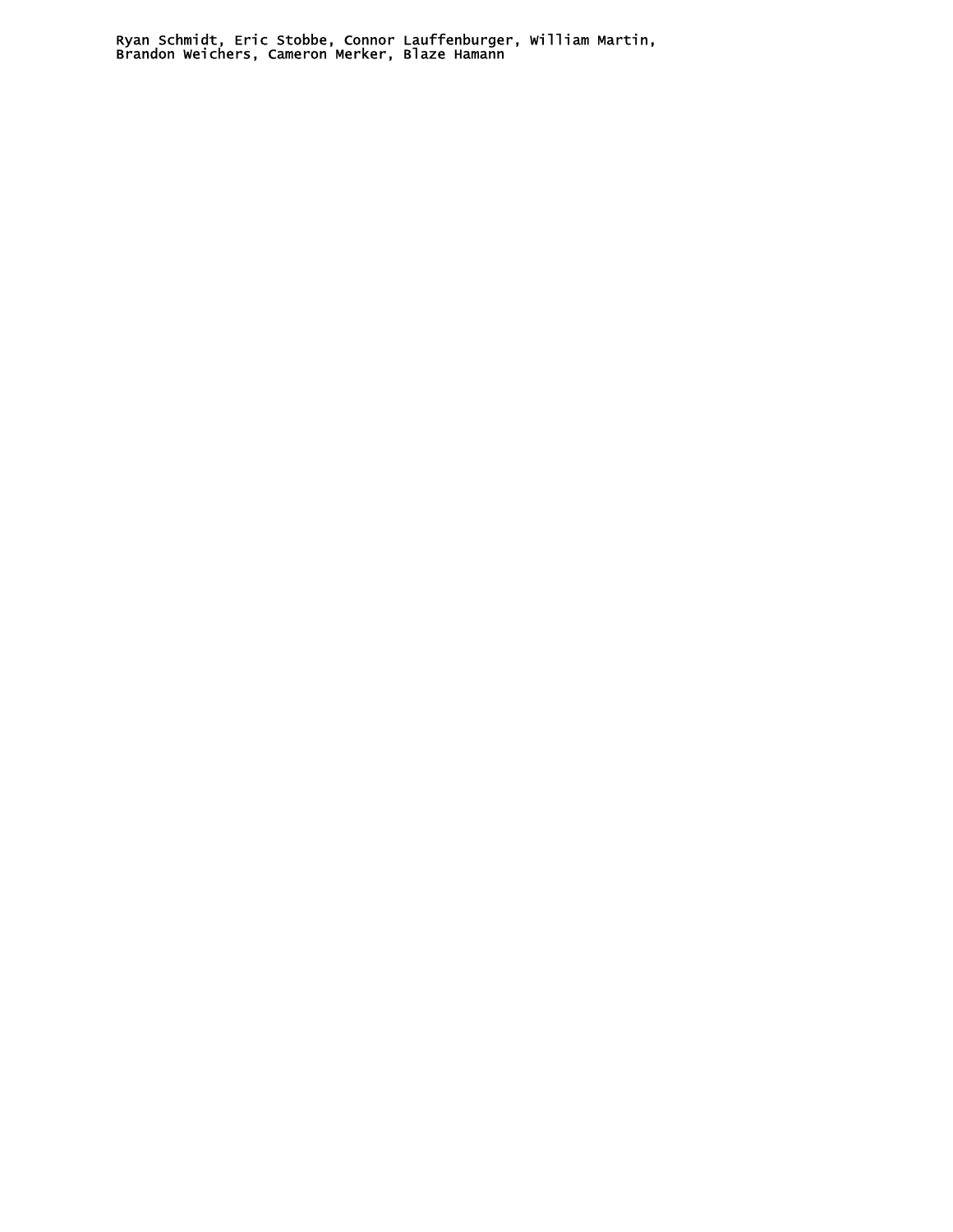Ryan Schmidt, Eric Stobbe, Connor Lauffenburger, William Martin, Brandon Weichers, Cameron Merker, Blaze Hamann